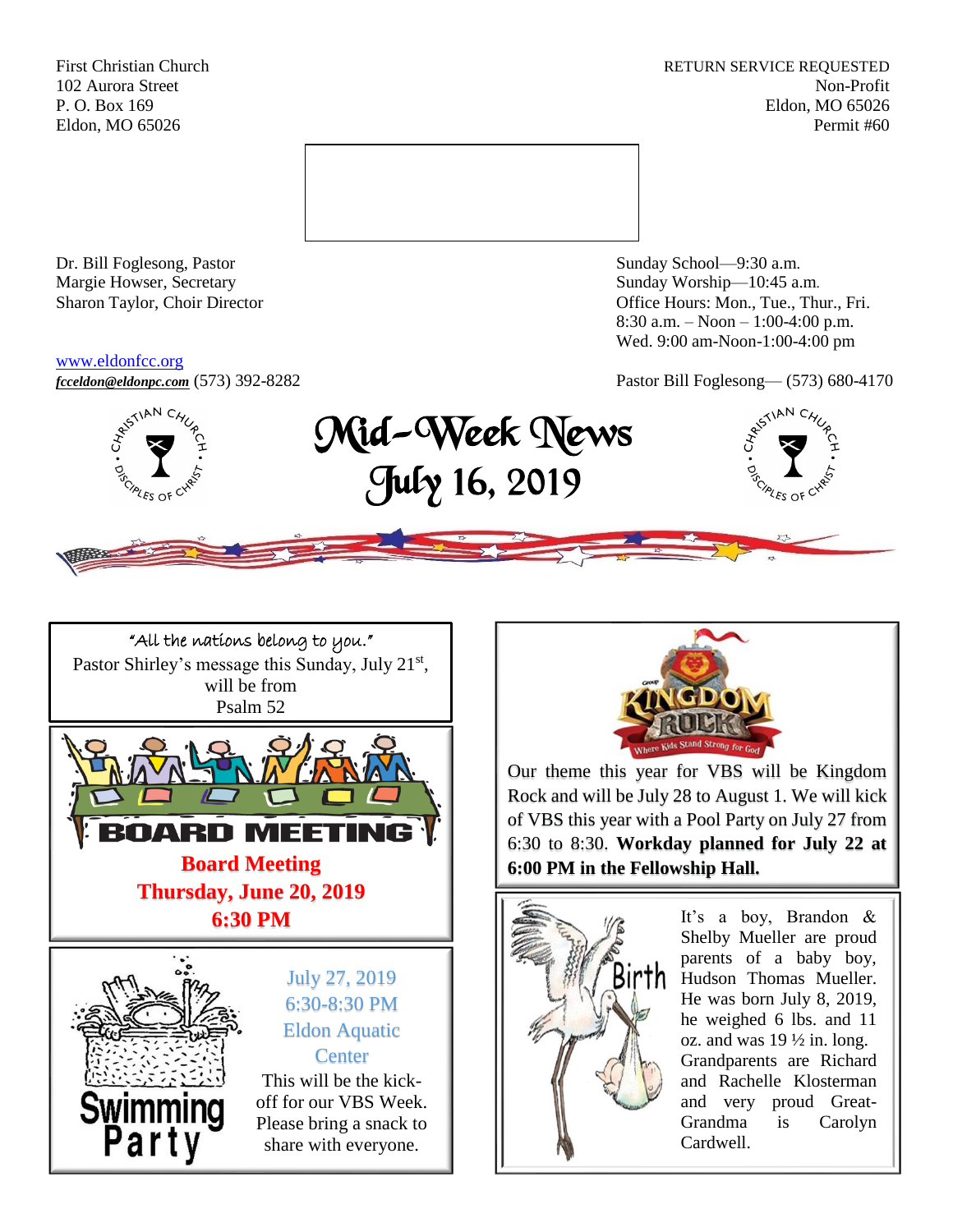First Christian Church
102 Aurora Street
P. O. Box 169
Eldon, MO 65026

RETURN SERVICE REQUESTED
Non-Profit
Eldon, MO 65026
Permit #60

Dr. Bill Foglesong, Pastor
Margie Howser, Secretary
Sharon Taylor, Choir Director

Sunday School—9:30 a.m.
Sunday Worship—10:45 a.m.
Office Hours: Mon., Tue., Thur., Fri.
8:30 a.m. – Noon – 1:00-4:00 p.m.
Wed. 9:00 am-Noon-1:00-4:00 pm

www.eldonfcc.org
***fcceldon@eldonpc.com*** (573) 392-8282

Pastor Bill Foglesong— (573) 680-4170

# Mid-Week News
# July 16, 2019

"All the nations belong to you."
Pastor Shirley's message this Sunday, July 21st, will be from Psalm 52

BOARD MEETING

**Board Meeting**
**Thursday, June 20, 2019**
**6:30 PM**

Swimming Party

July 27, 2019
6:30-8:30 PM
Eldon Aquatic Center

This will be the kick-off for our VBS Week. Please bring a snack to share with everyone.

Kingdom Rock — Where Kids Stand Strong for God

Our theme this year for VBS will be Kingdom Rock and will be July 28 to August 1. We will kick of VBS this year with a Pool Party on July 27 from 6:30 to 8:30. **Workday planned for July 22 at 6:00 PM in the Fellowship Hall.**

Birth

It's a boy, Brandon & Shelby Mueller are proud parents of a baby boy, Hudson Thomas Mueller. He was born July 8, 2019, he weighed 6 lbs. and 11 oz. and was 19 ½ in. long. Grandparents are Richard and Rachelle Klosterman and very proud Great-Grandma is Carolyn Cardwell.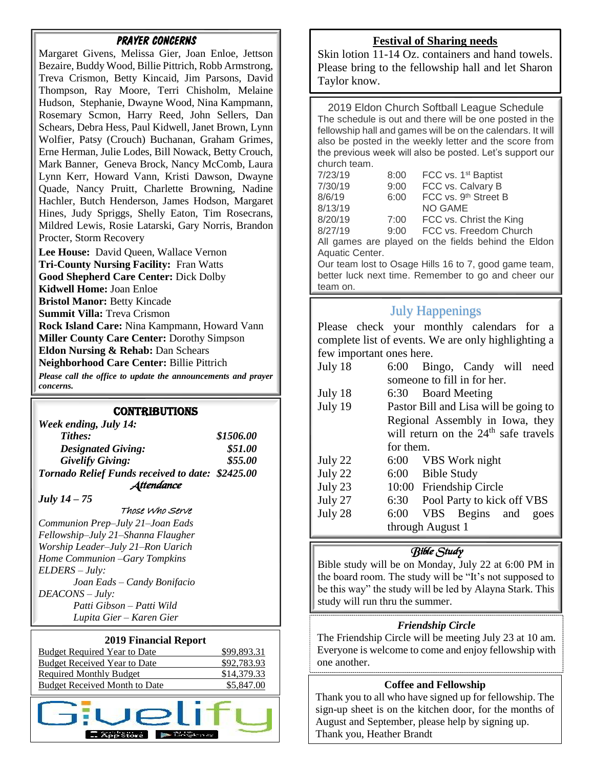## PRAYER CONCERNS

Margaret Givens, Melissa Gier, Joan Enloe, Jettson Bezaire, Buddy Wood, Billie Pittrich, Robb Armstrong, Treva Crismon, Betty Kincaid, Jim Parsons, David Thompson, Ray Moore, Terri Chisholm, Melaine Hudson, Stephanie, Dwayne Wood, Nina Kampmann, Rosemary Scmon, Harry Reed, John Sellers, Dan Schears, Debra Hess, Paul Kidwell, Janet Brown, Lynn Wolfier, Patsy (Crouch) Buchanan, Graham Grimes, Erne Herman, Julie Lodes, Bill Nowack, Betty Crouch, Mark Banner, Geneva Brock, Nancy McComb, Laura Lynn Kerr, Howard Vann, Kristi Dawson, Dwayne Quade, Nancy Pruitt, Charlette Browning, Nadine Hachler, Butch Henderson, James Hodson, Margaret Hines, Judy Spriggs, Shelly Eaton, Tim Rosecrans, Mildred Lewis, Rosie Latarski, Gary Norris, Brandon Procter, Storm Recovery

**Lee House:** David Queen, Wallace Vernon
**Tri-County Nursing Facility:** Fran Watts
**Good Shepherd Care Center:** Dick Dolby
**Kidwell Home:** Joan Enloe
**Bristol Manor:** Betty Kincade
**Summit Villa:** Treva Crismon
**Rock Island Care:** Nina Kampmann, Howard Vann
**Miller County Care Center:** Dorothy Simpson
**Eldon Nursing & Rehab:** Dan Schears
**Neighborhood Care Center:** Billie Pittrich

***Please call the office to update the announcements and prayer concerns.***

## CONTRIBUTIONS

| | |
|---|---|
| ***Week ending, July 14:*** | |
| ***Tithes:*** | ***$1506.00*** |
| ***Designated Giving:*** | ***$51.00*** |
| ***Givelify Giving:*** | ***$55.00*** |
| ***Tornado Relief Funds received to date:*** | ***$2425.00*** |

### *Attendance*

***July 14 – 75***

### *Those Who Serve*

*Communion Prep–July 21–Joan Eads*
*Fellowship–July 21–Shanna Flaugher*
*Worship Leader–July 21–Ron Uarich*
*Home Communion –Gary Tompkins*
*ELDERS – July:*
*Joan Eads – Candy Bonifacio*
*DEACONS – July:*
*Patti Gibson – Patti Wild*
*Lupita Gier – Karen Gier*

### 2019 Financial Report

| | |
|---|---|
| Budget Required Year to Date | $99,893.31 |
| Budget Received Year to Date | $92,783.93 |
| Required Monthly Budget | $14,379.33 |
| Budget Received Month to Date | $5,847.00 |

Givelify

## Festival of Sharing needs

Skin lotion 11-14 Oz. containers and hand towels. Please bring to the fellowship hall and let Sharon Taylor know.

## 2019 Eldon Church Softball League Schedule

The schedule is out and there will be one posted in the fellowship hall and games will be on the calendars. It will also be posted in the weekly letter and the score from the previous week will also be posted. Let's support our church team.

| | | |
|---|---|---|
| 7/23/19 | 8:00 | FCC vs. 1st Baptist |
| 7/30/19 | 9:00 | FCC vs. Calvary B |
| 8/6/19 | 6:00 | FCC vs. 9th Street B |
| 8/13/19 | | NO GAME |
| 8/20/19 | 7:00 | FCC vs. Christ the King |
| 8/27/19 | 9:00 | FCC vs. Freedom Church |

All games are played on the fields behind the Eldon Aquatic Center.

Our team lost to Osage Hills 16 to 7, good game team, better luck next time. Remember to go and cheer our team on.

## July Happenings

Please check your monthly calendars for a complete list of events. We are only highlighting a few important ones here.

| | |
|---|---|
| July 18 | 6:00 Bingo, Candy will need someone to fill in for her. |
| July 18 | 6:30 Board Meeting |
| July 19 | Pastor Bill and Lisa will be going to Regional Assembly in Iowa, they will return on the 24th safe travels for them. |
| July 22 | 6:00 VBS Work night |
| July 22 | 6:00 Bible Study |
| July 23 | 10:00 Friendship Circle |
| July 27 | 6:30 Pool Party to kick off VBS |
| July 28 | 6:00 VBS Begins and goes through August 1 |

## *Bible Study*

Bible study will be on Monday, July 22 at 6:00 PM in the board room. The study will be "It's not supposed to be this way" the study will be led by Alayna Stark. This study will run thru the summer.

## *Friendship Circle*

The Friendship Circle will be meeting July 23 at 10 am. Everyone is welcome to come and enjoy fellowship with one another.

## Coffee and Fellowship

Thank you to all who have signed up for fellowship. The sign-up sheet is on the kitchen door, for the months of August and September, please help by signing up.
Thank you, Heather Brandt